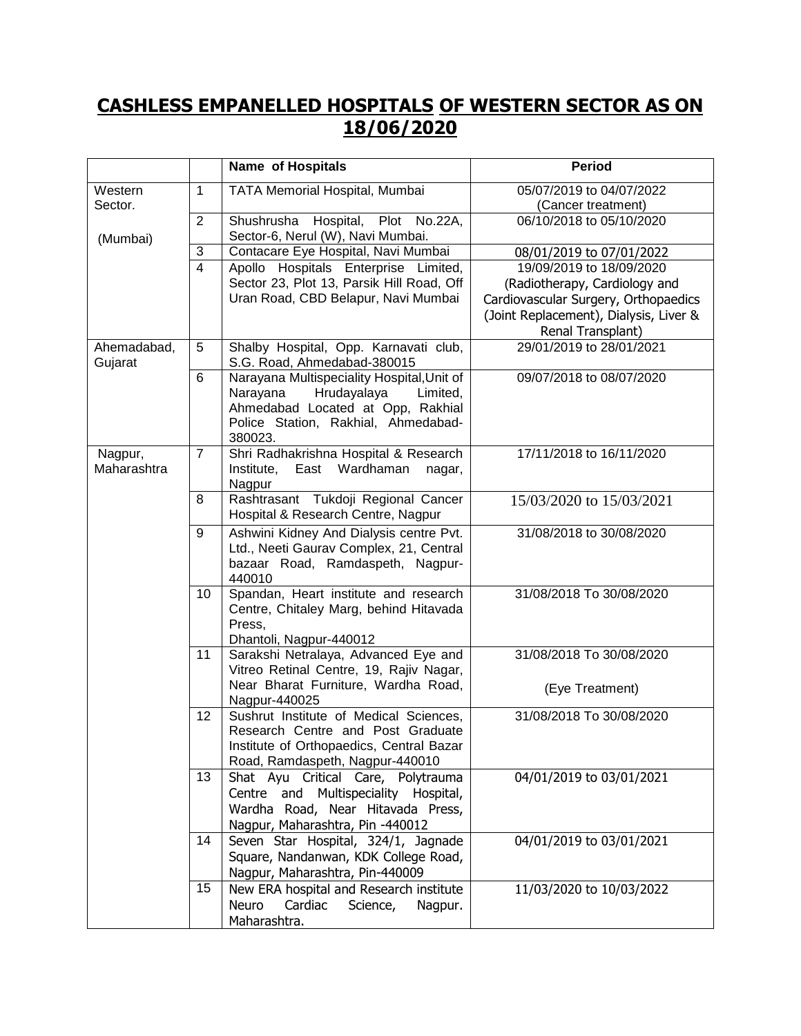# CASHLESS EMPANELLED HOSPITALS OF WESTERN SECTOR AS ON 18/06/2020

| | | Name of Hospitals | Period |
|---|---|---|---|
| Western Sector. (Mumbai) | 1 | TATA Memorial Hospital, Mumbai | 05/07/2019 to 04/07/2022 (Cancer treatment) |
| | 2 | Shushrusha Hospital, Plot No.22A, Sector-6, Nerul (W), Navi Mumbai. | 06/10/2018 to 05/10/2020 |
| | 3 | Contacare Eye Hospital, Navi Mumbai | 08/01/2019 to 07/01/2022 |
| | 4 | Apollo Hospitals Enterprise Limited, Sector 23, Plot 13, Parsik Hill Road, Off Uran Road, CBD Belapur, Navi Mumbai | 19/09/2019 to 18/09/2020 (Radiotherapy, Cardiology and Cardiovascular Surgery, Orthopaedics (Joint Replacement), Dialysis, Liver & Renal Transplant) |
| Ahemadabad, Gujarat | 5 | Shalby Hospital, Opp. Karnavati club, S.G. Road, Ahmedabad-380015 | 29/01/2019 to 28/01/2021 |
| | 6 | Narayana Multispeciality Hospital,Unit of Narayana Hrudayalaya Limited, Ahmedabad Located at Opp, Rakhial Police Station, Rakhial, Ahmedabad-380023. | 09/07/2018 to 08/07/2020 |
| Nagpur, Maharashtra | 7 | Shri Radhakrishna Hospital & Research Institute, East Wardhaman nagar, Nagpur | 17/11/2018 to 16/11/2020 |
| | 8 | Rashtrasant Tukdoji Regional Cancer Hospital & Research Centre, Nagpur | 15/03/2020 to 15/03/2021 |
| | 9 | Ashwini Kidney And Dialysis centre Pvt. Ltd., Neeti Gaurav Complex, 21, Central bazaar Road, Ramdaspeth, Nagpur-440010 | 31/08/2018 to 30/08/2020 |
| | 10 | Spandan, Heart institute and research Centre, Chitaley Marg, behind Hitavada Press, Dhantoli, Nagpur-440012 | 31/08/2018 To 30/08/2020 |
| | 11 | Sarakshi Netralaya, Advanced Eye and Vitreo Retinal Centre, 19, Rajiv Nagar, Near Bharat Furniture, Wardha Road, Nagpur-440025 | 31/08/2018 To 30/08/2020 (Eye Treatment) |
| | 12 | Sushrut Institute of Medical Sciences, Research Centre and Post Graduate Institute of Orthopaedics, Central Bazar Road, Ramdaspeth, Nagpur-440010 | 31/08/2018 To 30/08/2020 |
| | 13 | Shat Ayu Critical Care, Polytrauma Centre and Multispeciality Hospital, Wardha Road, Near Hitavada Press, Nagpur, Maharashtra, Pin -440012 | 04/01/2019 to 03/01/2021 |
| | 14 | Seven Star Hospital, 324/1, Jagnade Square, Nandanwan, KDK College Road, Nagpur, Maharashtra, Pin-440009 | 04/01/2019 to 03/01/2021 |
| | 15 | New ERA hospital and Research institute Neuro Cardiac Science, Nagpur. Maharashtra. | 11/03/2020 to 10/03/2022 |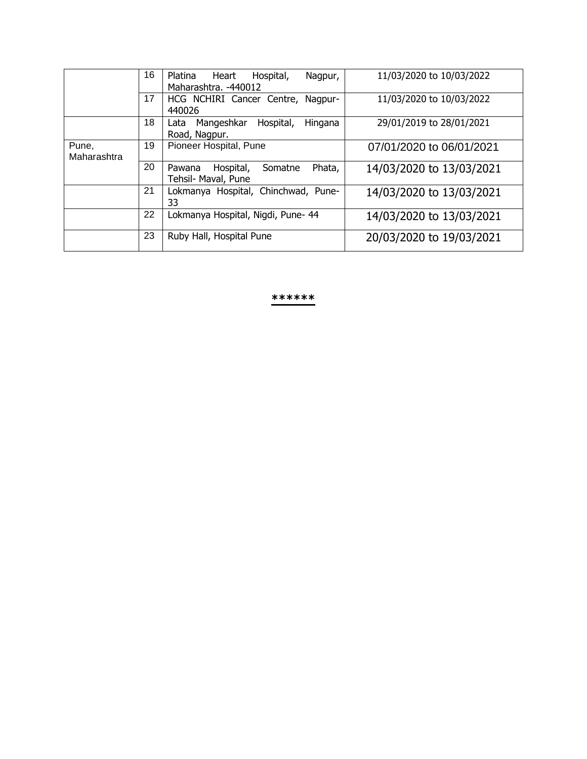| | | | |
|---|---|---|---|
| | 16 | Platina Heart Hospital, Nagpur, Maharashtra. -440012 | 11/03/2020 to 10/03/2022 |
| | 17 | HCG NCHIRI Cancer Centre, Nagpur-440026 | 11/03/2020 to 10/03/2022 |
| | 18 | Lata Mangeshkar Hospital, Hingana Road, Nagpur. | 29/01/2019 to 28/01/2021 |
| Pune, Maharashtra | 19 | Pioneer Hospital, Pune | 07/01/2020 to 06/01/2021 |
| | 20 | Pawana Hospital, Somatne Phata, Tehsil- Maval, Pune | 14/03/2020 to 13/03/2021 |
| | 21 | Lokmanya Hospital, Chinchwad, Pune-33 | 14/03/2020 to 13/03/2021 |
| | 22 | Lokmanya Hospital, Nigdi, Pune- 44 | 14/03/2020 to 13/03/2021 |
| | 23 | Ruby Hall, Hospital Pune | 20/03/2020 to 19/03/2021 |

******